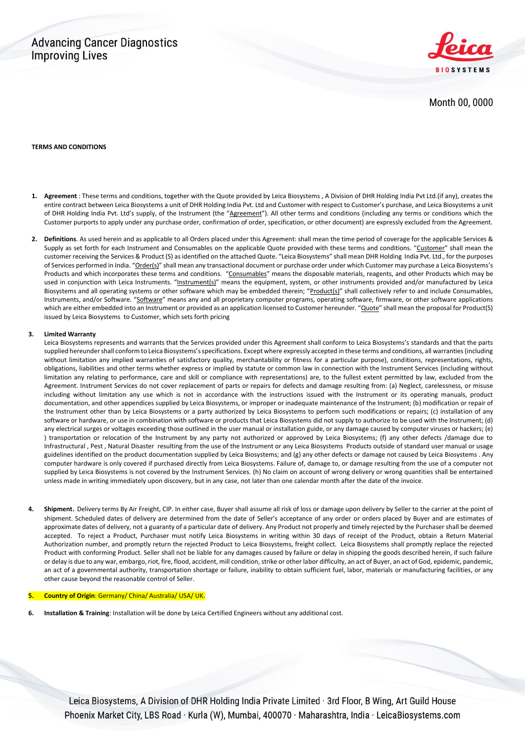Advancing Cancer Diagnostics
Improving Lives

Month 00, 0000

**TERMS AND CONDITIONS**

1. **Agreement** : These terms and conditions, together with the Quote provided by Leica Biosystems , A Division of DHR Holding India Pvt Ltd.(if any), creates the entire contract between Leica Biosystems a unit of DHR Holding India Pvt. Ltd and Customer with respect to Customer's purchase, and Leica Biosystems a unit of DHR Holding India Pvt. Ltd's supply, of the Instrument (the "Agreement"). All other terms and conditions (including any terms or conditions which the Customer purports to apply under any purchase order, confirmation of order, specification, or other document) are expressly excluded from the Agreement.

2. **Definitions**. As used herein and as applicable to all Orders placed under this Agreement: shall mean the time period of coverage for the applicable Services & Supply as set forth for each Instrument and Consumables on the applicable Quote provided with these terms and conditions. "Customer" shall mean the customer receiving the Services & Product (S) as identified on the attached Quote. "Leica Biosystems" shall mean DHR Holding India Pvt. Ltd., for the purposes of Services performed in India. "Order(s)" shall mean any transactional document or purchase order under which Customer may purchase a Leica Biosystems's Products and which incorporates these terms and conditions. "Consumables" means the disposable materials, reagents, and other Products which may be used in conjunction with Leica Instruments. "Instrument(s)" means the equipment, system, or other instruments provided and/or manufactured by Leica Biosystems and all operating systems or other software which may be embedded therein; "Product(s)" shall collectively refer to and include Consumables, Instruments, and/or Software. "Software" means any and all proprietary computer programs, operating software, firmware, or other software applications which are either embedded into an Instrument or provided as an application licensed to Customer hereunder. "Quote" shall mean the proposal for Product(S) issued by Leica Biosystems to Customer, which sets forth pricing

3. **Limited Warranty**
Leica Biosystems represents and warrants that the Services provided under this Agreement shall conform to Leica Biosystems's standards and that the parts supplied hereunder shall conform to Leica Biosystems's specifications. Except where expressly accepted in these terms and conditions, all warranties (including without limitation any implied warranties of satisfactory quality, merchantability or fitness for a particular purpose), conditions, representations, rights, obligations, liabilities and other terms whether express or implied by statute or common law in connection with the Instrument Services (including without limitation any relating to performance, care and skill or compliance with representations) are, to the fullest extent permitted by law, excluded from the Agreement. Instrument Services do not cover replacement of parts or repairs for defects and damage resulting from: (a) Neglect, carelessness, or misuse including without limitation any use which is not in accordance with the instructions issued with the Instrument or its operating manuals, product documentation, and other appendices supplied by Leica Biosystems, or improper or inadequate maintenance of the Instrument; (b) modification or repair of the Instrument other than by Leica Biosystems or a party authorized by Leica Biosystems to perform such modifications or repairs; (c) installation of any software or hardware, or use in combination with software or products that Leica Biosystems did not supply to authorize to be used with the Instrument; (d) any electrical surges or voltages exceeding those outlined in the user manual or installation guide, or any damage caused by computer viruses or hackers; (e) ) transportation or relocation of the Instrument by any party not authorized or approved by Leica Biosystems; (f) any other defects /damage due to Infrastructural , Pest , Natural Disaster resulting from the use of the Instrument or any Leica Biosystems Products outside of standard user manual or usage guidelines identified on the product documentation supplied by Leica Biosystems; and (g) any other defects or damage not caused by Leica Biosystems . Any computer hardware is only covered if purchased directly from Leica Biosystems. Failure of, damage to, or damage resulting from the use of a computer not supplied by Leica Biosystems is not covered by the Instrument Services. (h) No claim on account of wrong delivery or wrong quantities shall be entertained unless made in writing immediately upon discovery, but in any case, not later than one calendar month after the date of the invoice.

4. **Shipment.** Delivery terms By Air Freight, CIP. In either case, Buyer shall assume all risk of loss or damage upon delivery by Seller to the carrier at the point of shipment. Scheduled dates of delivery are determined from the date of Seller's acceptance of any order or orders placed by Buyer and are estimates of approximate dates of delivery, not a guaranty of a particular date of delivery. Any Product not properly and timely rejected by the Purchaser shall be deemed accepted. To reject a Product, Purchaser must notify Leica Biosystems in writing within 30 days of receipt of the Product, obtain a Return Material Authorization number, and promptly return the rejected Product to Leica Biosystems, freight collect. Leica Biosystems shall promptly replace the rejected Product with conforming Product. Seller shall not be liable for any damages caused by failure or delay in shipping the goods described herein, if such failure or delay is due to any war, embargo, riot, fire, flood, accident, mill condition, strike or other labor difficulty, an act of Buyer, an act of God, epidemic, pandemic, an act of a governmental authority, transportation shortage or failure, inability to obtain sufficient fuel, labor, materials or manufacturing facilities, or any other cause beyond the reasonable control of Seller.

5. **Country of Origin**: Germany/ China/ Australia/ USA/ UK.

6. **Installation & Training**: Installation will be done by Leica Certified Engineers without any additional cost.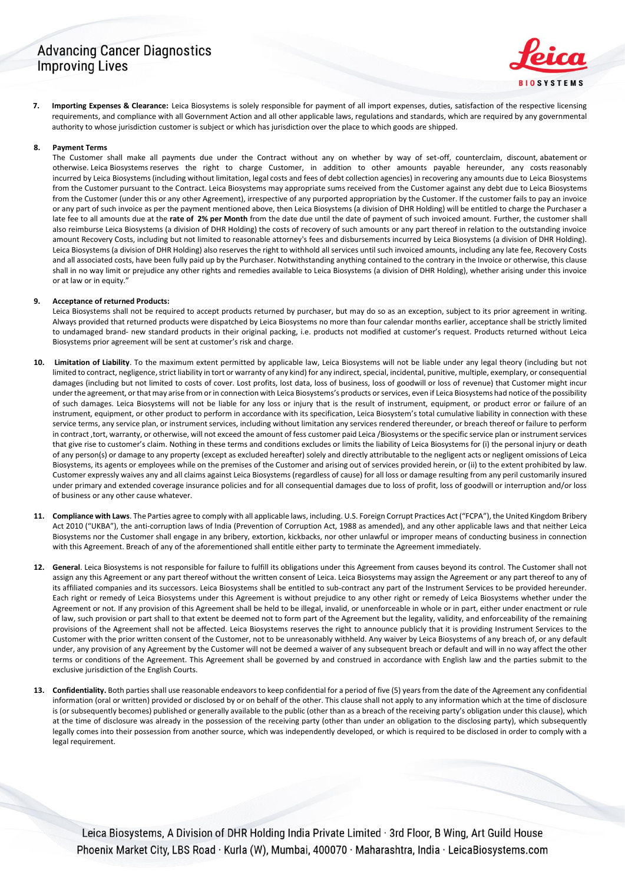7. **Importing Expenses & Clearance:** Leica Biosystems is solely responsible for payment of all import expenses, duties, satisfaction of the respective licensing requirements, and compliance with all Government Action and all other applicable laws, regulations and standards, which are required by any governmental authority to whose jurisdiction customer is subject or which has jurisdiction over the place to which goods are shipped.

8. **Payment Terms**

   The Customer shall make all payments due under the Contract without any on whether by way of set-off, counterclaim, discount, abatement or otherwise. Leica Biosystems reserves the right to charge Customer, in addition to other amounts payable hereunder, any costs reasonably incurred by Leica Biosystems (including without limitation, legal costs and fees of debt collection agencies) in recovering any amounts due to Leica Biosystems from the Customer pursuant to the Contract. Leica Biosystems may appropriate sums received from the Customer against any debt due to Leica Biosystems from the Customer (under this or any other Agreement), irrespective of any purported appropriation by the Customer. If the customer fails to pay an invoice or any part of such invoice as per the payment mentioned above, then Leica Biosystems (a division of DHR Holding) will be entitled to charge the Purchaser a late fee to all amounts due at the **rate of 2% per Month** from the date due until the date of payment of such invoiced amount. Further, the customer shall also reimburse Leica Biosystems (a division of DHR Holding) the costs of recovery of such amounts or any part thereof in relation to the outstanding invoice amount Recovery Costs, including but not limited to reasonable attorney's fees and disbursements incurred by Leica Biosystems (a division of DHR Holding). Leica Biosystems (a division of DHR Holding) also reserves the right to withhold all services until such invoiced amounts, including any late fee, Recovery Costs and all associated costs, have been fully paid up by the Purchaser. Notwithstanding anything contained to the contrary in the Invoice or otherwise, this clause shall in no way limit or prejudice any other rights and remedies available to Leica Biosystems (a division of DHR Holding), whether arising under this invoice or at law or in equity."

9. **Acceptance of returned Products:**

   Leica Biosystems shall not be required to accept products returned by purchaser, but may do so as an exception, subject to its prior agreement in writing. Always provided that returned products were dispatched by Leica Biosystems no more than four calendar months earlier, acceptance shall be strictly limited to undamaged brand- new standard products in their original packing, i.e. products not modified at customer's request. Products returned without Leica Biosystems prior agreement will be sent at customer's risk and charge.

10. **Limitation of Liability**. To the maximum extent permitted by applicable law, Leica Biosystems will not be liable under any legal theory (including but not limited to contract, negligence, strict liability in tort or warranty of any kind) for any indirect, special, incidental, punitive, multiple, exemplary, or consequential damages (including but not limited to costs of cover. Lost profits, lost data, loss of business, loss of goodwill or loss of revenue) that Customer might incur under the agreement, or that may arise from or in connection with Leica Biosystems's products or services, even if Leica Biosystems had notice of the possibility of such damages. Leica Biosystems will not be liable for any loss or injury that is the result of instrument, equipment, or product error or failure of an instrument, equipment, or other product to perform in accordance with its specification, Leica Biosystem's total cumulative liability in connection with these service terms, any service plan, or instrument services, including without limitation any services rendered thereunder, or breach thereof or failure to perform in contract ,tort, warranty, or otherwise, will not exceed the amount of fess customer paid Leica /Biosystems or the specific service plan or instrument services that give rise to customer's claim. Nothing in these terms and conditions excludes or limits the liability of Leica Biosystems for (i) the personal injury or death of any person(s) or damage to any property (except as excluded hereafter) solely and directly attributable to the negligent acts or negligent omissions of Leica Biosystems, its agents or employees while on the premises of the Customer and arising out of services provided herein, or (ii) to the extent prohibited by law. Customer expressly waives any and all claims against Leica Biosystems (regardless of cause) for all loss or damage resulting from any peril customarily insured under primary and extended coverage insurance policies and for all consequential damages due to loss of profit, loss of goodwill or interruption and/or loss of business or any other cause whatever.

11. **Compliance with Laws**. The Parties agree to comply with all applicable laws, including. U.S. Foreign Corrupt Practices Act ("FCPA"), the United Kingdom Bribery Act 2010 ("UKBA"), the anti-corruption laws of India (Prevention of Corruption Act, 1988 as amended), and any other applicable laws and that neither Leica Biosystems nor the Customer shall engage in any bribery, extortion, kickbacks, nor other unlawful or improper means of conducting business in connection with this Agreement. Breach of any of the aforementioned shall entitle either party to terminate the Agreement immediately.

12. **General**. Leica Biosystems is not responsible for failure to fulfill its obligations under this Agreement from causes beyond its control. The Customer shall not assign any this Agreement or any part thereof without the written consent of Leica. Leica Biosystems may assign the Agreement or any part thereof to any of its affiliated companies and its successors. Leica Biosystems shall be entitled to sub-contract any part of the Instrument Services to be provided hereunder. Each right or remedy of Leica Biosystems under this Agreement is without prejudice to any other right or remedy of Leica Biosystems whether under the Agreement or not. If any provision of this Agreement shall be held to be illegal, invalid, or unenforceable in whole or in part, either under enactment or rule of law, such provision or part shall to that extent be deemed not to form part of the Agreement but the legality, validity, and enforceability of the remaining provisions of the Agreement shall not be affected. Leica Biosystems reserves the right to announce publicly that it is providing Instrument Services to the Customer with the prior written consent of the Customer, not to be unreasonably withheld. Any waiver by Leica Biosystems of any breach of, or any default under, any provision of any Agreement by the Customer will not be deemed a waiver of any subsequent breach or default and will in no way affect the other terms or conditions of the Agreement. This Agreement shall be governed by and construed in accordance with English law and the parties submit to the exclusive jurisdiction of the English Courts.

13. **Confidentiality.** Both parties shall use reasonable endeavors to keep confidential for a period of five (5) years from the date of the Agreement any confidential information (oral or written) provided or disclosed by or on behalf of the other. This clause shall not apply to any information which at the time of disclosure is (or subsequently becomes) published or generally available to the public (other than as a breach of the receiving party's obligation under this clause), which at the time of disclosure was already in the possession of the receiving party (other than under an obligation to the disclosing party), which subsequently legally comes into their possession from another source, which was independently developed, or which is required to be disclosed in order to comply with a legal requirement.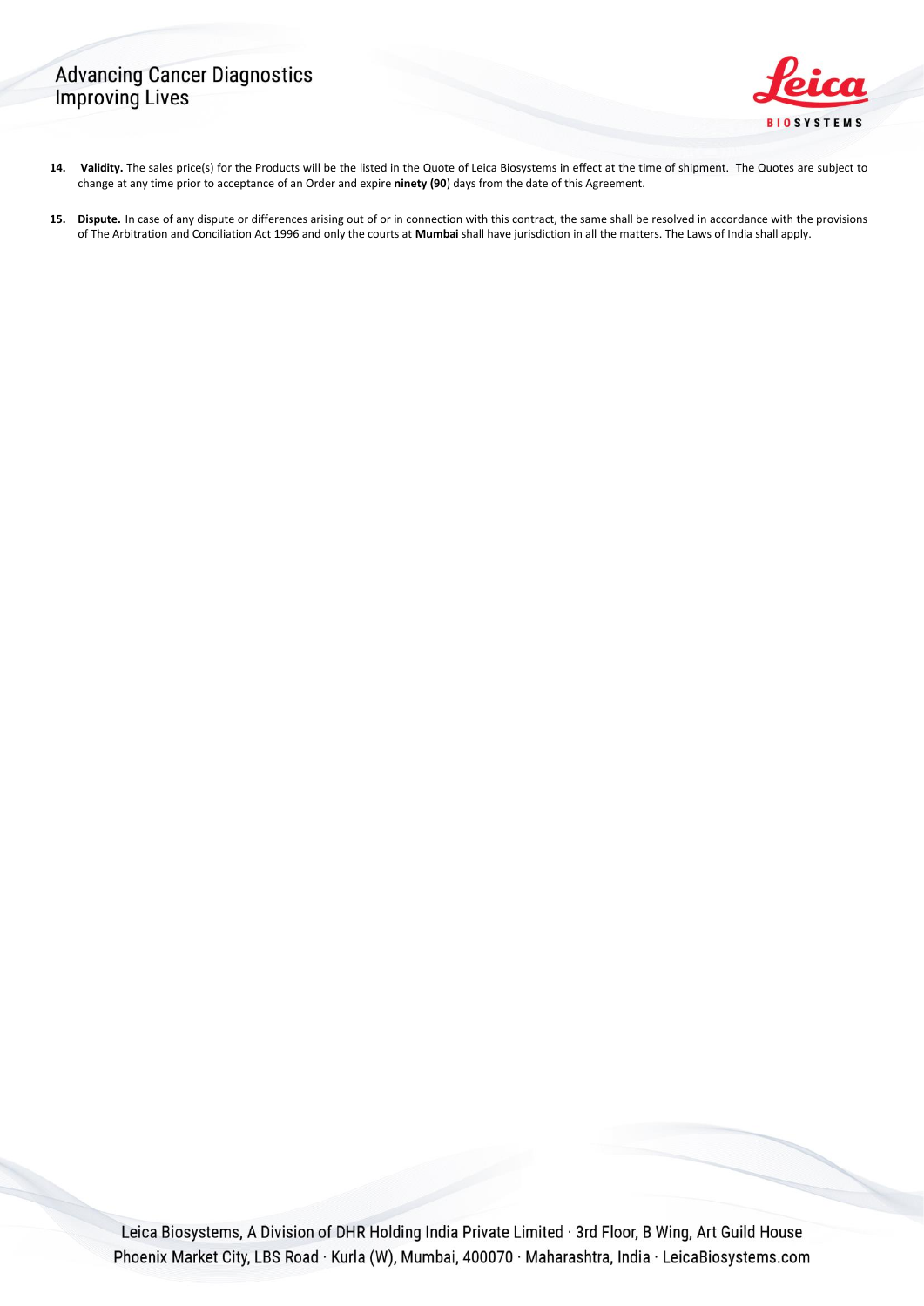14. **Validity.** The sales price(s) for the Products will be the listed in the Quote of Leica Biosystems in effect at the time of shipment. The Quotes are subject to change at any time prior to acceptance of an Order and expire **ninety (90**) days from the date of this Agreement.

15. **Dispute.** In case of any dispute or differences arising out of or in connection with this contract, the same shall be resolved in accordance with the provisions of The Arbitration and Conciliation Act 1996 and only the courts at **Mumbai** shall have jurisdiction in all the matters. The Laws of India shall apply.